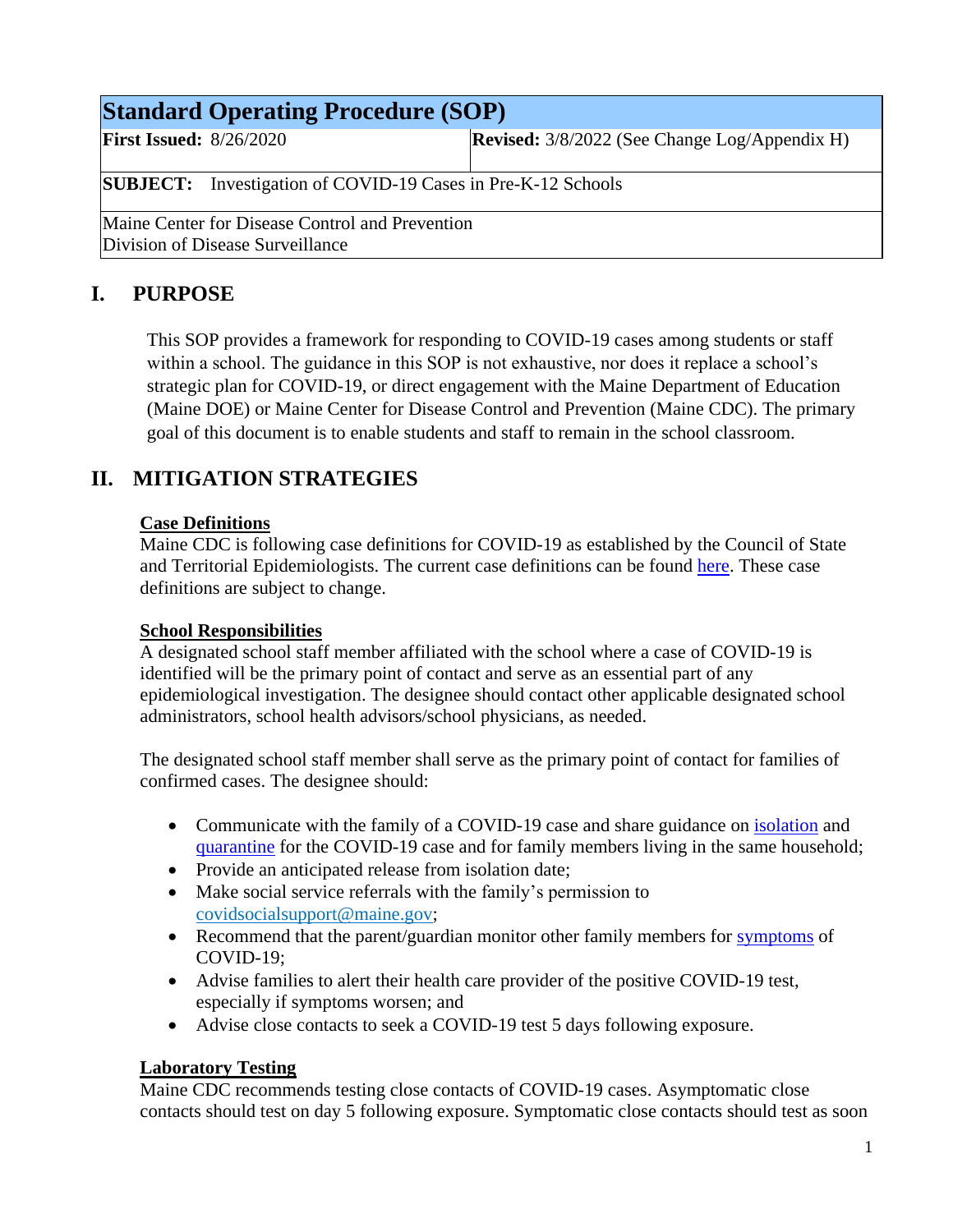| Standard Operating Procedure (SOP) | |
|---|---|
| **First Issued:** 8/26/2020 | **Revised:** 3/8/2022 (See Change Log/Appendix H) |
| **SUBJECT:** Investigation of COVID-19 Cases in Pre-K-12 Schools | |
| Maine Center for Disease Control and Prevention<br>Division of Disease Surveillance | |

# I. PURPOSE

This SOP provides a framework for responding to COVID-19 cases among students or staff within a school. The guidance in this SOP is not exhaustive, nor does it replace a school's strategic plan for COVID-19, or direct engagement with the Maine Department of Education (Maine DOE) or Maine Center for Disease Control and Prevention (Maine CDC). The primary goal of this document is to enable students and staff to remain in the school classroom.

# II. MITIGATION STRATEGIES

**Case Definitions**

Maine CDC is following case definitions for COVID-19 as established by the Council of State and Territorial Epidemiologists. The current case definitions can be found here. These case definitions are subject to change.

**School Responsibilities**

A designated school staff member affiliated with the school where a case of COVID-19 is identified will be the primary point of contact and serve as an essential part of any epidemiological investigation. The designee should contact other applicable designated school administrators, school health advisors/school physicians, as needed.

The designated school staff member shall serve as the primary point of contact for families of confirmed cases. The designee should:

- Communicate with the family of a COVID-19 case and share guidance on isolation and quarantine for the COVID-19 case and for family members living in the same household;
- Provide an anticipated release from isolation date;
- Make social service referrals with the family's permission to covidsocialsupport@maine.gov;
- Recommend that the parent/guardian monitor other family members for symptoms of COVID-19;
- Advise families to alert their health care provider of the positive COVID-19 test, especially if symptoms worsen; and
- Advise close contacts to seek a COVID-19 test 5 days following exposure.

**Laboratory Testing**

Maine CDC recommends testing close contacts of COVID-19 cases. Asymptomatic close contacts should test on day 5 following exposure. Symptomatic close contacts should test as soon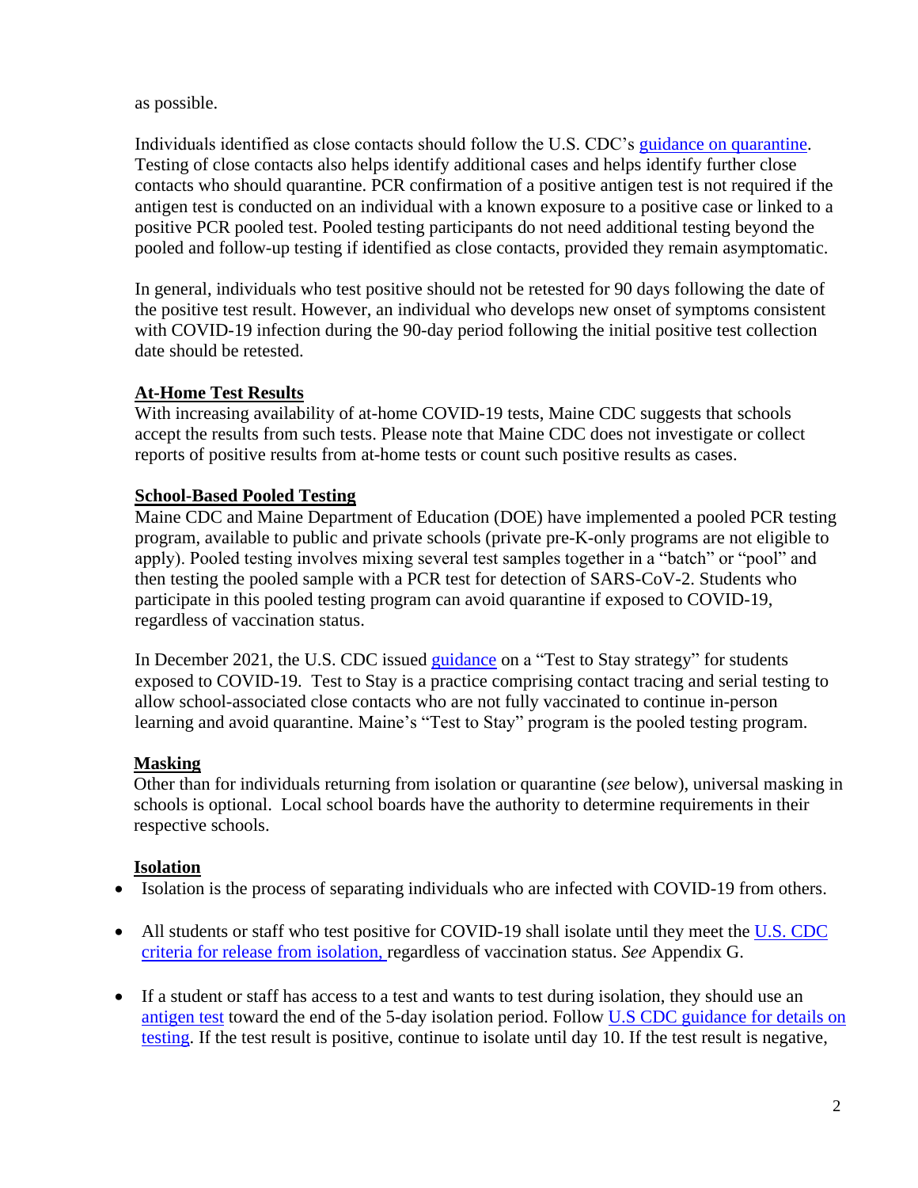as possible.

Individuals identified as close contacts should follow the U.S. CDC's guidance on quarantine. Testing of close contacts also helps identify additional cases and helps identify further close contacts who should quarantine. PCR confirmation of a positive antigen test is not required if the antigen test is conducted on an individual with a known exposure to a positive case or linked to a positive PCR pooled test. Pooled testing participants do not need additional testing beyond the pooled and follow-up testing if identified as close contacts, provided they remain asymptomatic.

In general, individuals who test positive should not be retested for 90 days following the date of the positive test result. However, an individual who develops new onset of symptoms consistent with COVID-19 infection during the 90-day period following the initial positive test collection date should be retested.

**At-Home Test Results**

With increasing availability of at-home COVID-19 tests, Maine CDC suggests that schools accept the results from such tests. Please note that Maine CDC does not investigate or collect reports of positive results from at-home tests or count such positive results as cases.

**School-Based Pooled Testing**

Maine CDC and Maine Department of Education (DOE) have implemented a pooled PCR testing program, available to public and private schools (private pre-K-only programs are not eligible to apply). Pooled testing involves mixing several test samples together in a "batch" or "pool" and then testing the pooled sample with a PCR test for detection of SARS-CoV-2. Students who participate in this pooled testing program can avoid quarantine if exposed to COVID-19, regardless of vaccination status.

In December 2021, the U.S. CDC issued guidance on a "Test to Stay strategy" for students exposed to COVID-19. Test to Stay is a practice comprising contact tracing and serial testing to allow school-associated close contacts who are not fully vaccinated to continue in-person learning and avoid quarantine. Maine's "Test to Stay" program is the pooled testing program.

**Masking**

Other than for individuals returning from isolation or quarantine (*see* below), universal masking in schools is optional. Local school boards have the authority to determine requirements in their respective schools.

**Isolation**

- Isolation is the process of separating individuals who are infected with COVID-19 from others.
- All students or staff who test positive for COVID-19 shall isolate until they meet the U.S. CDC criteria for release from isolation, regardless of vaccination status. *See* Appendix G.
- If a student or staff has access to a test and wants to test during isolation, they should use an antigen test toward the end of the 5-day isolation period. Follow U.S CDC guidance for details on testing. If the test result is positive, continue to isolate until day 10. If the test result is negative,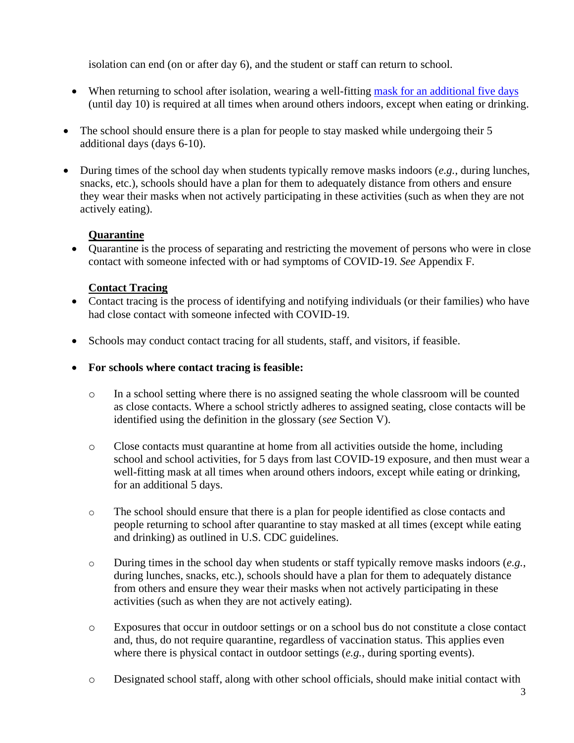isolation can end (on or after day 6), and the student or staff can return to school.

- When returning to school after isolation, wearing a well-fitting mask for an additional five days (until day 10) is required at all times when around others indoors, except when eating or drinking.

- The school should ensure there is a plan for people to stay masked while undergoing their 5 additional days (days 6-10).

- During times of the school day when students typically remove masks indoors (*e.g.*, during lunches, snacks, etc.), schools should have a plan for them to adequately distance from others and ensure they wear their masks when not actively participating in these activities (such as when they are not actively eating).

**Quarantine**

- Quarantine is the process of separating and restricting the movement of persons who were in close contact with someone infected with or had symptoms of COVID-19. *See* Appendix F.

**Contact Tracing**

- Contact tracing is the process of identifying and notifying individuals (or their families) who have had close contact with someone infected with COVID-19.

- Schools may conduct contact tracing for all students, staff, and visitors, if feasible.

- **For schools where contact tracing is feasible:**

  - In a school setting where there is no assigned seating the whole classroom will be counted as close contacts. Where a school strictly adheres to assigned seating, close contacts will be identified using the definition in the glossary (*see* Section V).

  - Close contacts must quarantine at home from all activities outside the home, including school and school activities, for 5 days from last COVID-19 exposure, and then must wear a well-fitting mask at all times when around others indoors, except while eating or drinking, for an additional 5 days.

  - The school should ensure that there is a plan for people identified as close contacts and people returning to school after quarantine to stay masked at all times (except while eating and drinking) as outlined in U.S. CDC guidelines.

  - During times in the school day when students or staff typically remove masks indoors (*e.g.*, during lunches, snacks, etc.), schools should have a plan for them to adequately distance from others and ensure they wear their masks when not actively participating in these activities (such as when they are not actively eating).

  - Exposures that occur in outdoor settings or on a school bus do not constitute a close contact and, thus, do not require quarantine, regardless of vaccination status. This applies even where there is physical contact in outdoor settings (*e.g.*, during sporting events).

  - Designated school staff, along with other school officials, should make initial contact with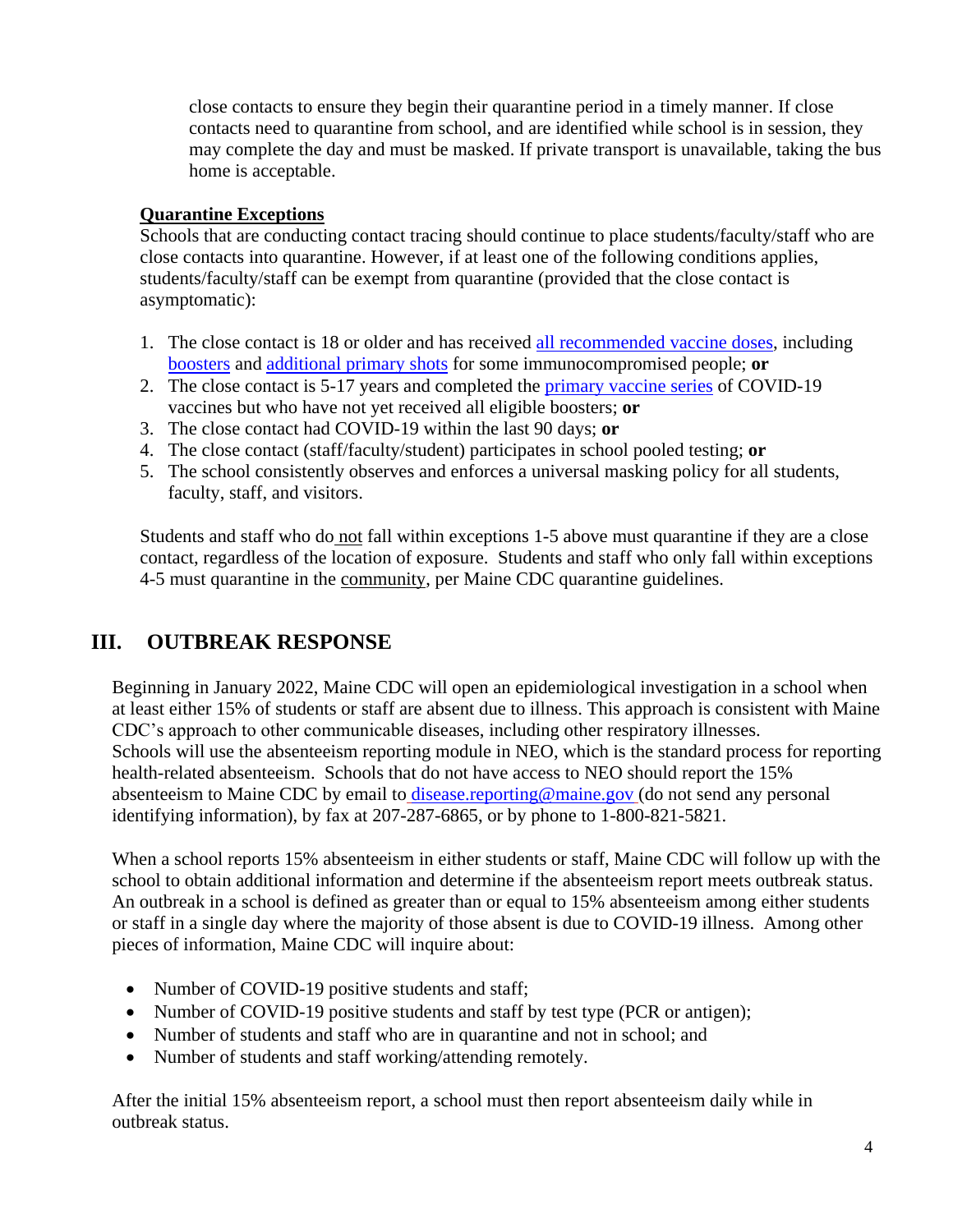close contacts to ensure they begin their quarantine period in a timely manner. If close contacts need to quarantine from school, and are identified while school is in session, they may complete the day and must be masked. If private transport is unavailable, taking the bus home is acceptable.

**Quarantine Exceptions**

Schools that are conducting contact tracing should continue to place students/faculty/staff who are close contacts into quarantine. However, if at least one of the following conditions applies, students/faculty/staff can be exempt from quarantine (provided that the close contact is asymptomatic):

1. The close contact is 18 or older and has received all recommended vaccine doses, including boosters and additional primary shots for some immunocompromised people; **or**
2. The close contact is 5-17 years and completed the primary vaccine series of COVID-19 vaccines but who have not yet received all eligible boosters; **or**
3. The close contact had COVID-19 within the last 90 days; **or**
4. The close contact (staff/faculty/student) participates in school pooled testing; **or**
5. The school consistently observes and enforces a universal masking policy for all students, faculty, staff, and visitors.

Students and staff who do not fall within exceptions 1-5 above must quarantine if they are a close contact, regardless of the location of exposure. Students and staff who only fall within exceptions 4-5 must quarantine in the community, per Maine CDC quarantine guidelines.

## III. OUTBREAK RESPONSE

Beginning in January 2022, Maine CDC will open an epidemiological investigation in a school when at least either 15% of students or staff are absent due to illness. This approach is consistent with Maine CDC's approach to other communicable diseases, including other respiratory illnesses. Schools will use the absenteeism reporting module in NEO, which is the standard process for reporting health-related absenteeism. Schools that do not have access to NEO should report the 15% absenteeism to Maine CDC by email to disease.reporting@maine.gov (do not send any personal identifying information), by fax at 207-287-6865, or by phone to 1-800-821-5821.

When a school reports 15% absenteeism in either students or staff, Maine CDC will follow up with the school to obtain additional information and determine if the absenteeism report meets outbreak status. An outbreak in a school is defined as greater than or equal to 15% absenteeism among either students or staff in a single day where the majority of those absent is due to COVID-19 illness. Among other pieces of information, Maine CDC will inquire about:

- Number of COVID-19 positive students and staff;
- Number of COVID-19 positive students and staff by test type (PCR or antigen);
- Number of students and staff who are in quarantine and not in school; and
- Number of students and staff working/attending remotely.

After the initial 15% absenteeism report, a school must then report absenteeism daily while in outbreak status.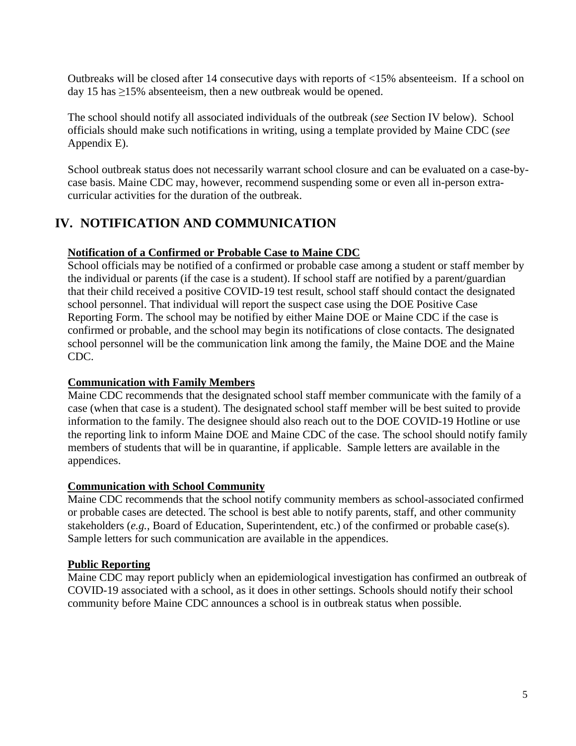Outbreaks will be closed after 14 consecutive days with reports of <15% absenteeism. If a school on day 15 has ≥15% absenteeism, then a new outbreak would be opened.

The school should notify all associated individuals of the outbreak (*see* Section IV below). School officials should make such notifications in writing, using a template provided by Maine CDC (*see* Appendix E).

School outbreak status does not necessarily warrant school closure and can be evaluated on a case-by-case basis. Maine CDC may, however, recommend suspending some or even all in-person extra-curricular activities for the duration of the outbreak.

## IV. NOTIFICATION AND COMMUNICATION

**Notification of a Confirmed or Probable Case to Maine CDC**

School officials may be notified of a confirmed or probable case among a student or staff member by the individual or parents (if the case is a student). If school staff are notified by a parent/guardian that their child received a positive COVID-19 test result, school staff should contact the designated school personnel. That individual will report the suspect case using the DOE Positive Case Reporting Form. The school may be notified by either Maine DOE or Maine CDC if the case is confirmed or probable, and the school may begin its notifications of close contacts. The designated school personnel will be the communication link among the family, the Maine DOE and the Maine CDC.

**Communication with Family Members**

Maine CDC recommends that the designated school staff member communicate with the family of a case (when that case is a student). The designated school staff member will be best suited to provide information to the family. The designee should also reach out to the DOE COVID-19 Hotline or use the reporting link to inform Maine DOE and Maine CDC of the case. The school should notify family members of students that will be in quarantine, if applicable. Sample letters are available in the appendices.

**Communication with School Community**

Maine CDC recommends that the school notify community members as school-associated confirmed or probable cases are detected. The school is best able to notify parents, staff, and other community stakeholders (*e.g.*, Board of Education, Superintendent, etc.) of the confirmed or probable case(s). Sample letters for such communication are available in the appendices.

**Public Reporting**

Maine CDC may report publicly when an epidemiological investigation has confirmed an outbreak of COVID-19 associated with a school, as it does in other settings. Schools should notify their school community before Maine CDC announces a school is in outbreak status when possible.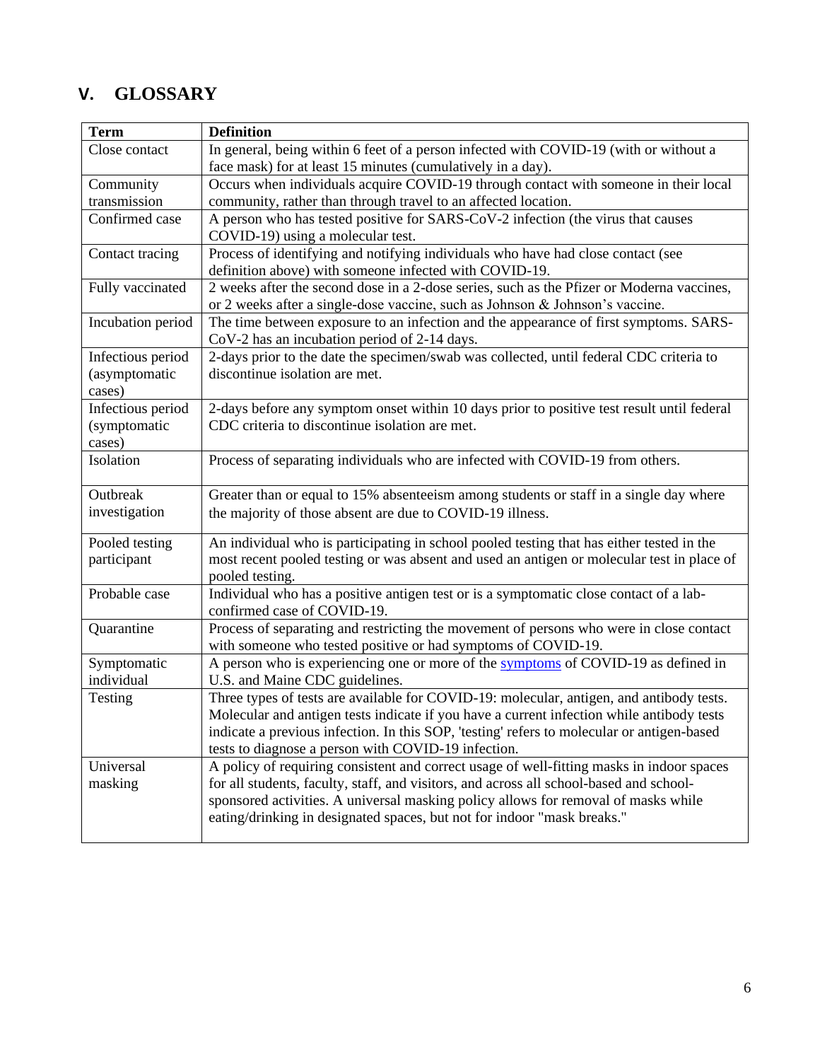## V. GLOSSARY

| Term | Definition |
|---|---|
| Close contact | In general, being within 6 feet of a person infected with COVID-19 (with or without a face mask) for at least 15 minutes (cumulatively in a day). |
| Community transmission | Occurs when individuals acquire COVID-19 through contact with someone in their local community, rather than through travel to an affected location. |
| Confirmed case | A person who has tested positive for SARS-CoV-2 infection (the virus that causes COVID-19) using a molecular test. |
| Contact tracing | Process of identifying and notifying individuals who have had close contact (see definition above) with someone infected with COVID-19. |
| Fully vaccinated | 2 weeks after the second dose in a 2-dose series, such as the Pfizer or Moderna vaccines, or 2 weeks after a single-dose vaccine, such as Johnson & Johnson's vaccine. |
| Incubation period | The time between exposure to an infection and the appearance of first symptoms. SARS-CoV-2 has an incubation period of 2-14 days. |
| Infectious period (asymptomatic cases) | 2-days prior to the date the specimen/swab was collected, until federal CDC criteria to discontinue isolation are met. |
| Infectious period (symptomatic cases) | 2-days before any symptom onset within 10 days prior to positive test result until federal CDC criteria to discontinue isolation are met. |
| Isolation | Process of separating individuals who are infected with COVID-19 from others. |
| Outbreak investigation | Greater than or equal to 15% absenteeism among students or staff in a single day where the majority of those absent are due to COVID-19 illness. |
| Pooled testing participant | An individual who is participating in school pooled testing that has either tested in the most recent pooled testing or was absent and used an antigen or molecular test in place of pooled testing. |
| Probable case | Individual who has a positive antigen test or is a symptomatic close contact of a lab-confirmed case of COVID-19. |
| Quarantine | Process of separating and restricting the movement of persons who were in close contact with someone who tested positive or had symptoms of COVID-19. |
| Symptomatic individual | A person who is experiencing one or more of the symptoms of COVID-19 as defined in U.S. and Maine CDC guidelines. |
| Testing | Three types of tests are available for COVID-19: molecular, antigen, and antibody tests. Molecular and antigen tests indicate if you have a current infection while antibody tests indicate a previous infection. In this SOP, 'testing' refers to molecular or antigen-based tests to diagnose a person with COVID-19 infection. |
| Universal masking | A policy of requiring consistent and correct usage of well-fitting masks in indoor spaces for all students, faculty, staff, and visitors, and across all school-based and school-sponsored activities. A universal masking policy allows for removal of masks while eating/drinking in designated spaces, but not for indoor "mask breaks." |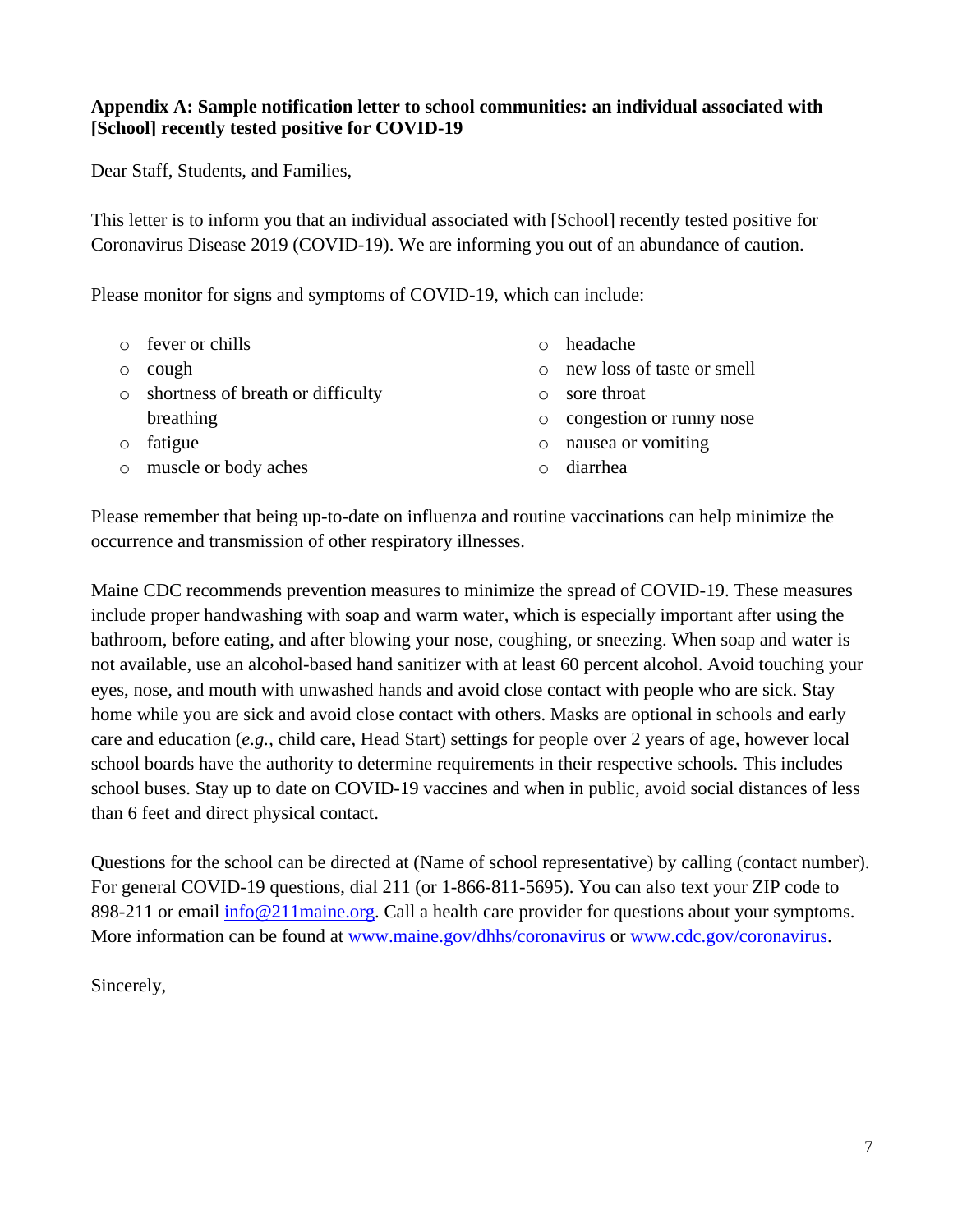**Appendix A: Sample notification letter to school communities: an individual associated with [School] recently tested positive for COVID-19**

Dear Staff, Students, and Families,

This letter is to inform you that an individual associated with [School] recently tested positive for Coronavirus Disease 2019 (COVID-19). We are informing you out of an abundance of caution.

Please monitor for signs and symptoms of COVID-19, which can include:

- fever or chills
- cough
- shortness of breath or difficulty breathing
- fatigue
- muscle or body aches
- headache
- new loss of taste or smell
- sore throat
- congestion or runny nose
- nausea or vomiting
- diarrhea

Please remember that being up-to-date on influenza and routine vaccinations can help minimize the occurrence and transmission of other respiratory illnesses.

Maine CDC recommends prevention measures to minimize the spread of COVID-19. These measures include proper handwashing with soap and warm water, which is especially important after using the bathroom, before eating, and after blowing your nose, coughing, or sneezing. When soap and water is not available, use an alcohol-based hand sanitizer with at least 60 percent alcohol. Avoid touching your eyes, nose, and mouth with unwashed hands and avoid close contact with people who are sick. Stay home while you are sick and avoid close contact with others. Masks are optional in schools and early care and education (*e.g.*, child care, Head Start) settings for people over 2 years of age, however local school boards have the authority to determine requirements in their respective schools. This includes school buses. Stay up to date on COVID-19 vaccines and when in public, avoid social distances of less than 6 feet and direct physical contact.

Questions for the school can be directed at (Name of school representative) by calling (contact number). For general COVID-19 questions, dial 211 (or 1-866-811-5695). You can also text your ZIP code to 898-211 or email [info@211maine.org](mailto:info@211maine.org). Call a health care provider for questions about your symptoms. More information can be found at [www.maine.gov/dhhs/coronavirus](http://www.maine.gov/dhhs/coronavirus) or [www.cdc.gov/coronavirus](http://www.cdc.gov/coronavirus).

Sincerely,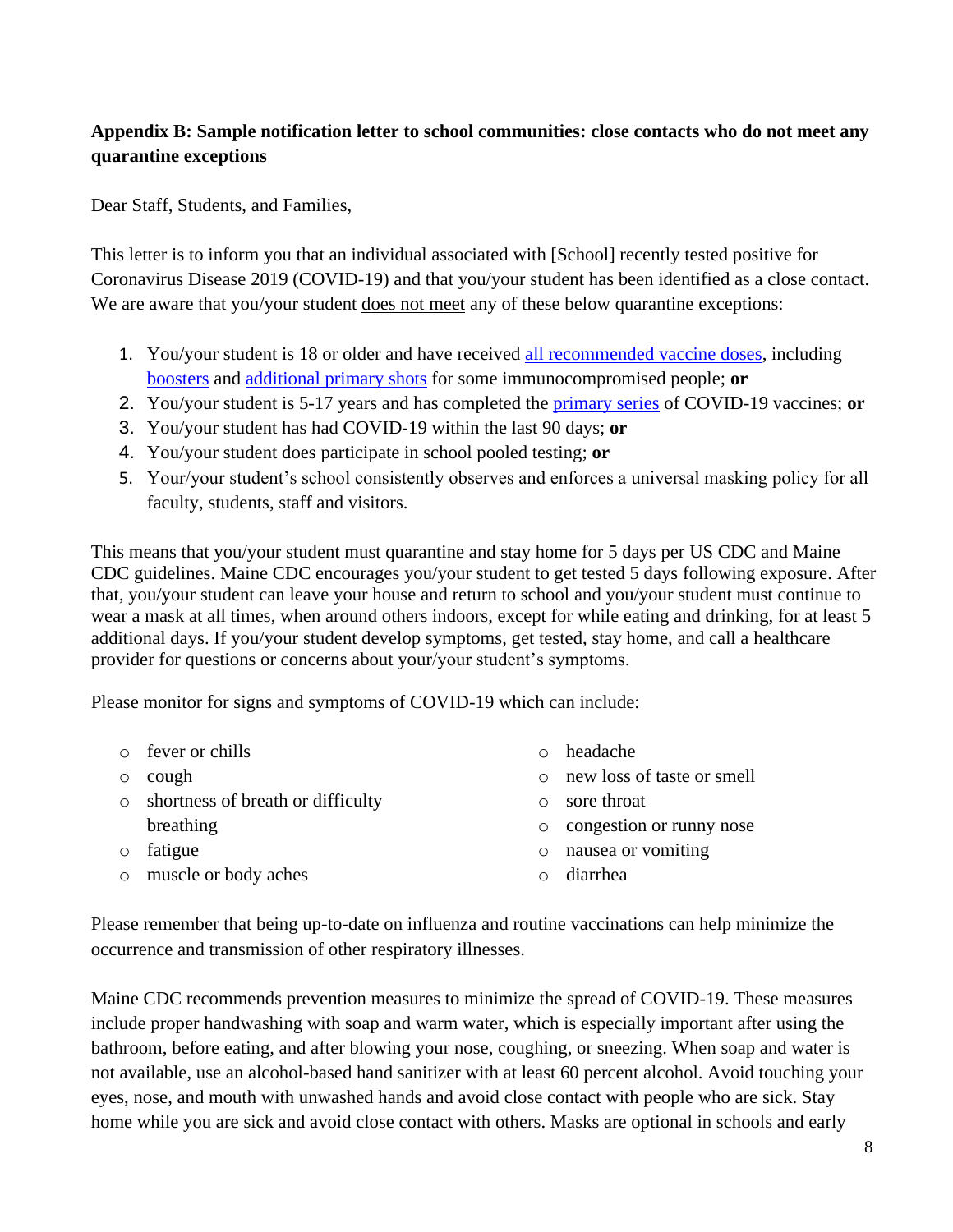**Appendix B: Sample notification letter to school communities: close contacts who do not meet any quarantine exceptions**

Dear Staff, Students, and Families,

This letter is to inform you that an individual associated with [School] recently tested positive for Coronavirus Disease 2019 (COVID-19) and that you/your student has been identified as a close contact. We are aware that you/your student does not meet any of these below quarantine exceptions:

1. You/your student is 18 or older and have received all recommended vaccine doses, including boosters and additional primary shots for some immunocompromised people; **or**
2. You/your student is 5-17 years and has completed the primary series of COVID-19 vaccines; **or**
3. You/your student has had COVID-19 within the last 90 days; **or**
4. You/your student does participate in school pooled testing; **or**
5. Your/your student's school consistently observes and enforces a universal masking policy for all faculty, students, staff and visitors.

This means that you/your student must quarantine and stay home for 5 days per US CDC and Maine CDC guidelines. Maine CDC encourages you/your student to get tested 5 days following exposure. After that, you/your student can leave your house and return to school and you/your student must continue to wear a mask at all times, when around others indoors, except for while eating and drinking, for at least 5 additional days. If you/your student develop symptoms, get tested, stay home, and call a healthcare provider for questions or concerns about your/your student's symptoms.

Please monitor for signs and symptoms of COVID-19 which can include:

- fever or chills
- cough
- shortness of breath or difficulty breathing
- fatigue
- muscle or body aches
- headache
- new loss of taste or smell
- sore throat
- congestion or runny nose
- nausea or vomiting
- diarrhea

Please remember that being up-to-date on influenza and routine vaccinations can help minimize the occurrence and transmission of other respiratory illnesses.

Maine CDC recommends prevention measures to minimize the spread of COVID-19. These measures include proper handwashing with soap and warm water, which is especially important after using the bathroom, before eating, and after blowing your nose, coughing, or sneezing. When soap and water is not available, use an alcohol-based hand sanitizer with at least 60 percent alcohol. Avoid touching your eyes, nose, and mouth with unwashed hands and avoid close contact with people who are sick. Stay home while you are sick and avoid close contact with others. Masks are optional in schools and early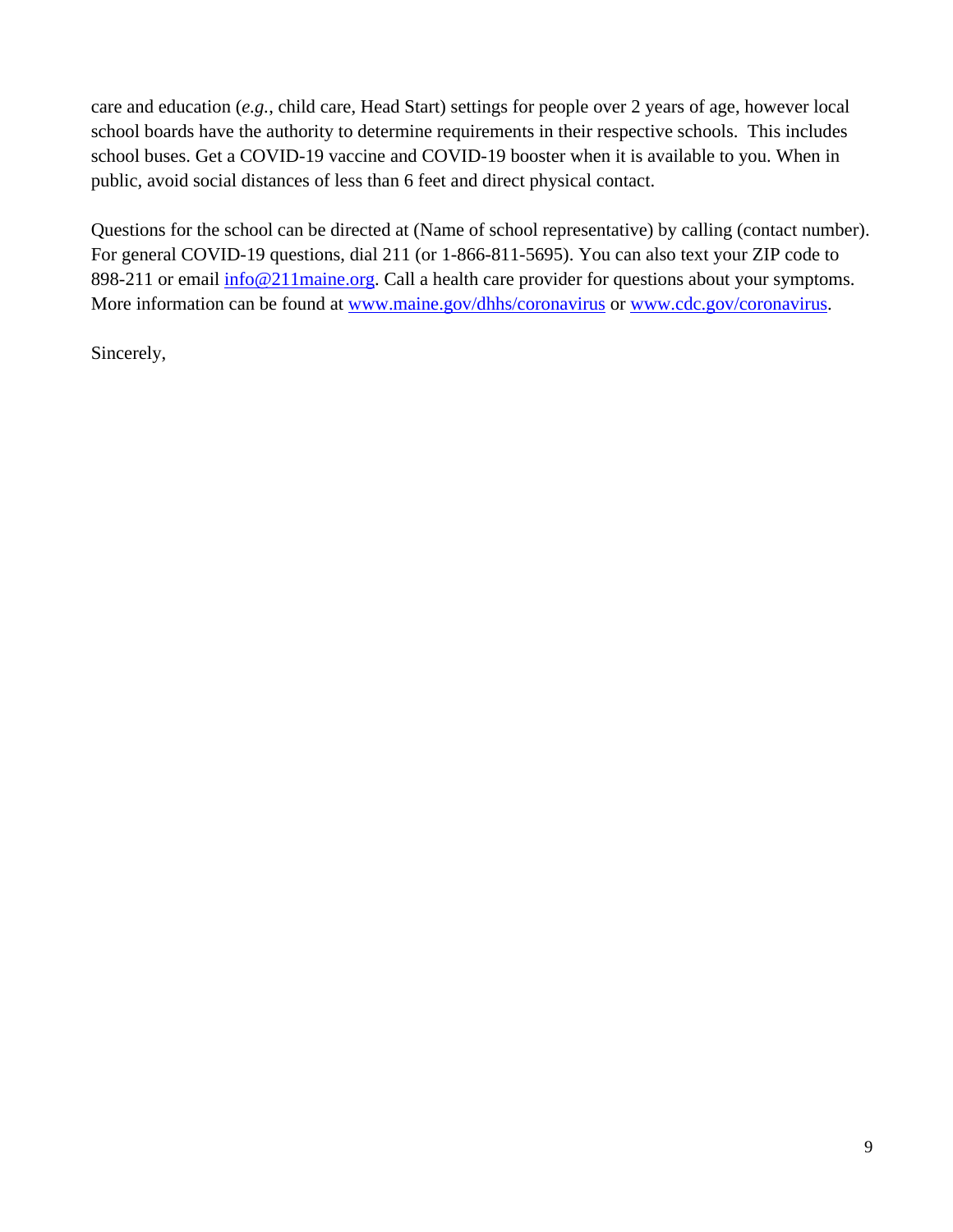care and education (*e.g.*, child care, Head Start) settings for people over 2 years of age, however local school boards have the authority to determine requirements in their respective schools. This includes school buses. Get a COVID-19 vaccine and COVID-19 booster when it is available to you. When in public, avoid social distances of less than 6 feet and direct physical contact.

Questions for the school can be directed at (Name of school representative) by calling (contact number). For general COVID-19 questions, dial 211 (or 1-866-811-5695). You can also text your ZIP code to 898-211 or email [info@211maine.org](mailto:info@211maine.org). Call a health care provider for questions about your symptoms. More information can be found at [www.maine.gov/dhhs/coronavirus](http://www.maine.gov/dhhs/coronavirus) or [www.cdc.gov/coronavirus](http://www.cdc.gov/coronavirus).

Sincerely,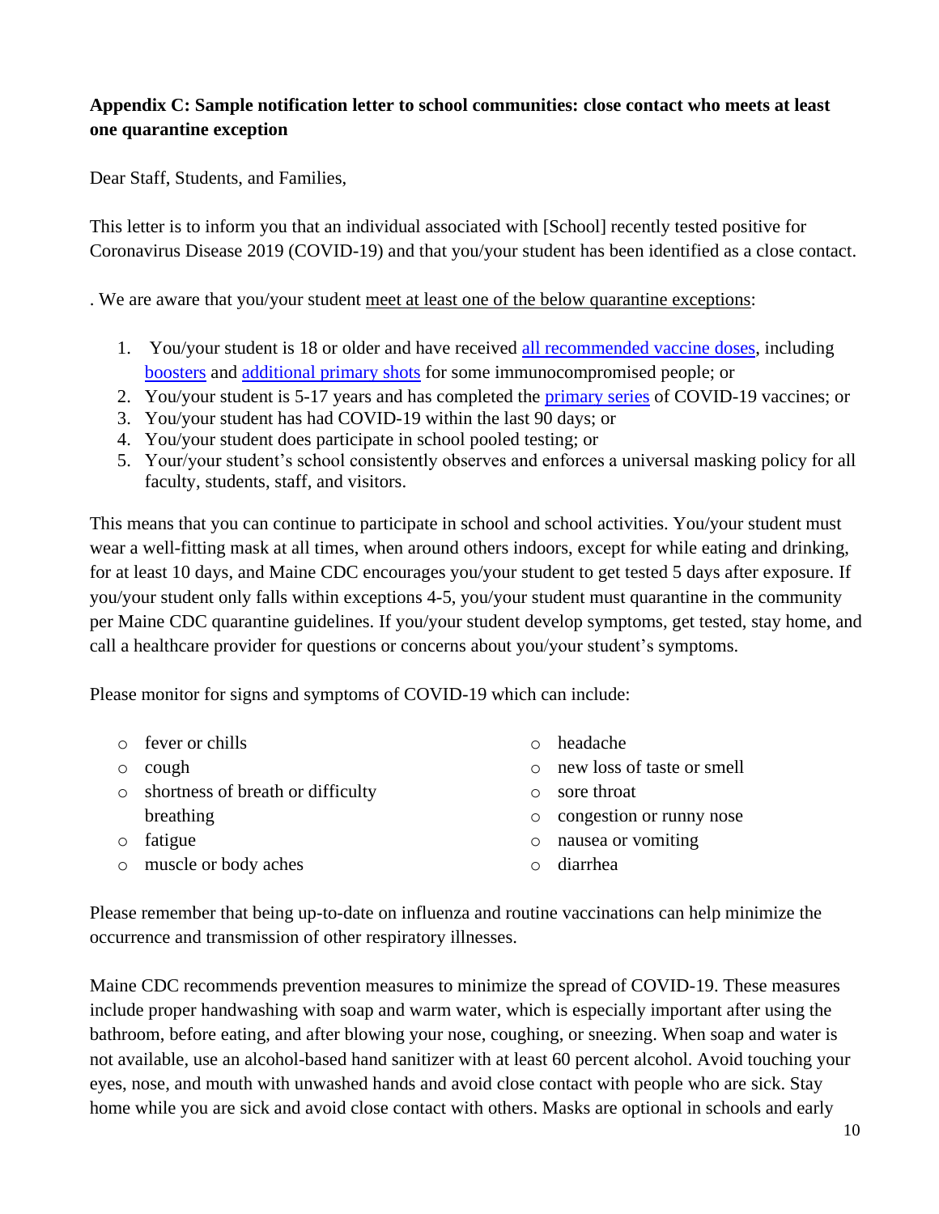**Appendix C: Sample notification letter to school communities: close contact who meets at least one quarantine exception**

Dear Staff, Students, and Families,

This letter is to inform you that an individual associated with [School] recently tested positive for Coronavirus Disease 2019 (COVID-19) and that you/your student has been identified as a close contact.

. We are aware that you/your student meet at least one of the below quarantine exceptions:

1. You/your student is 18 or older and have received all recommended vaccine doses, including boosters and additional primary shots for some immunocompromised people; or
2. You/your student is 5-17 years and has completed the primary series of COVID-19 vaccines; or
3. You/your student has had COVID-19 within the last 90 days; or
4. You/your student does participate in school pooled testing; or
5. Your/your student's school consistently observes and enforces a universal masking policy for all faculty, students, staff, and visitors.

This means that you can continue to participate in school and school activities. You/your student must wear a well-fitting mask at all times, when around others indoors, except for while eating and drinking, for at least 10 days, and Maine CDC encourages you/your student to get tested 5 days after exposure. If you/your student only falls within exceptions 4-5, you/your student must quarantine in the community per Maine CDC quarantine guidelines. If you/your student develop symptoms, get tested, stay home, and call a healthcare provider for questions or concerns about you/your student's symptoms.

Please monitor for signs and symptoms of COVID-19 which can include:

- fever or chills
- cough
- shortness of breath or difficulty breathing
- fatigue
- muscle or body aches
- headache
- new loss of taste or smell
- sore throat
- congestion or runny nose
- nausea or vomiting
- diarrhea

Please remember that being up-to-date on influenza and routine vaccinations can help minimize the occurrence and transmission of other respiratory illnesses.

Maine CDC recommends prevention measures to minimize the spread of COVID-19. These measures include proper handwashing with soap and warm water, which is especially important after using the bathroom, before eating, and after blowing your nose, coughing, or sneezing. When soap and water is not available, use an alcohol-based hand sanitizer with at least 60 percent alcohol. Avoid touching your eyes, nose, and mouth with unwashed hands and avoid close contact with people who are sick. Stay home while you are sick and avoid close contact with others. Masks are optional in schools and early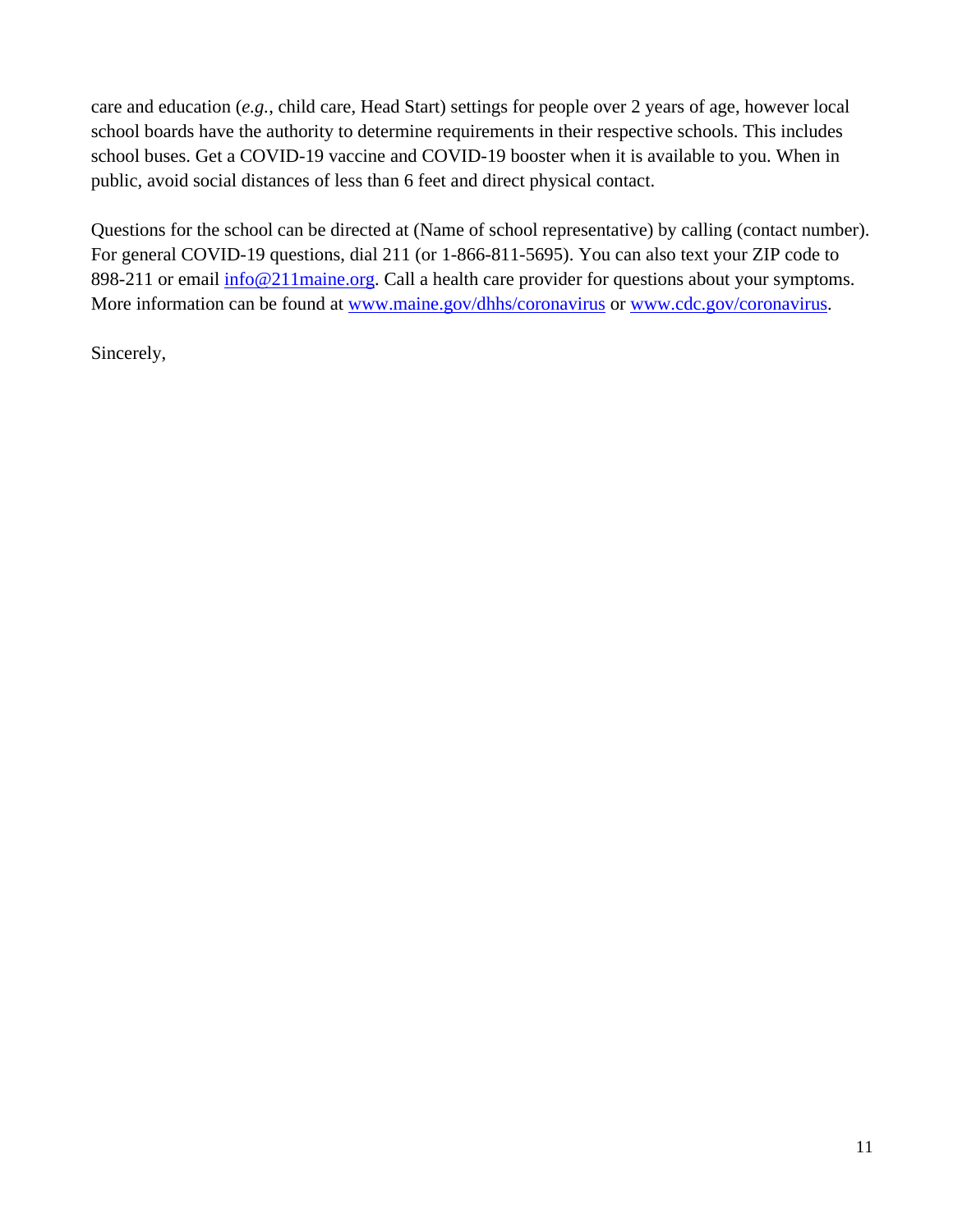care and education (*e.g.*, child care, Head Start) settings for people over 2 years of age, however local school boards have the authority to determine requirements in their respective schools. This includes school buses. Get a COVID-19 vaccine and COVID-19 booster when it is available to you. When in public, avoid social distances of less than 6 feet and direct physical contact.

Questions for the school can be directed at (Name of school representative) by calling (contact number). For general COVID-19 questions, dial 211 (or 1-866-811-5695). You can also text your ZIP code to 898-211 or email [info@211maine.org](mailto:info@211maine.org). Call a health care provider for questions about your symptoms. More information can be found at [www.maine.gov/dhhs/coronavirus](http://www.maine.gov/dhhs/coronavirus) or [www.cdc.gov/coronavirus](http://www.cdc.gov/coronavirus).

Sincerely,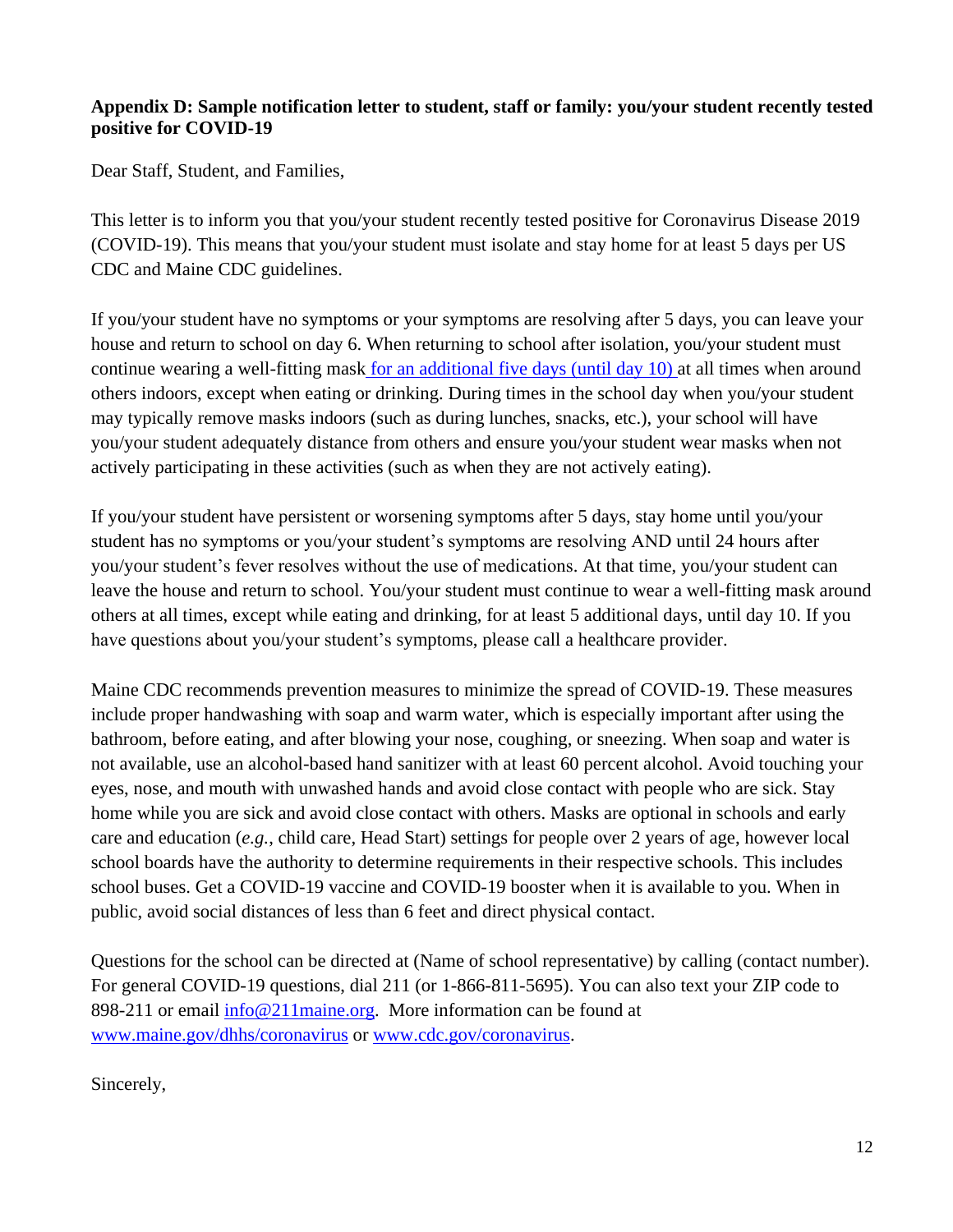**Appendix D: Sample notification letter to student, staff or family: you/your student recently tested positive for COVID-19**

Dear Staff, Student, and Families,

This letter is to inform you that you/your student recently tested positive for Coronavirus Disease 2019 (COVID-19). This means that you/your student must isolate and stay home for at least 5 days per US CDC and Maine CDC guidelines.

If you/your student have no symptoms or your symptoms are resolving after 5 days, you can leave your house and return to school on day 6. When returning to school after isolation, you/your student must continue wearing a well-fitting mask for an additional five days (until day 10) at all times when around others indoors, except when eating or drinking. During times in the school day when you/your student may typically remove masks indoors (such as during lunches, snacks, etc.), your school will have you/your student adequately distance from others and ensure you/your student wear masks when not actively participating in these activities (such as when they are not actively eating).

If you/your student have persistent or worsening symptoms after 5 days, stay home until you/your student has no symptoms or you/your student's symptoms are resolving AND until 24 hours after you/your student's fever resolves without the use of medications. At that time, you/your student can leave the house and return to school. You/your student must continue to wear a well-fitting mask around others at all times, except while eating and drinking, for at least 5 additional days, until day 10. If you have questions about you/your student's symptoms, please call a healthcare provider.

Maine CDC recommends prevention measures to minimize the spread of COVID-19. These measures include proper handwashing with soap and warm water, which is especially important after using the bathroom, before eating, and after blowing your nose, coughing, or sneezing. When soap and water is not available, use an alcohol-based hand sanitizer with at least 60 percent alcohol. Avoid touching your eyes, nose, and mouth with unwashed hands and avoid close contact with people who are sick. Stay home while you are sick and avoid close contact with others. Masks are optional in schools and early care and education (*e.g.*, child care, Head Start) settings for people over 2 years of age, however local school boards have the authority to determine requirements in their respective schools. This includes school buses. Get a COVID-19 vaccine and COVID-19 booster when it is available to you. When in public, avoid social distances of less than 6 feet and direct physical contact.

Questions for the school can be directed at (Name of school representative) by calling (contact number). For general COVID-19 questions, dial 211 (or 1-866-811-5695). You can also text your ZIP code to 898-211 or email info@211maine.org. More information can be found at www.maine.gov/dhhs/coronavirus or www.cdc.gov/coronavirus.

Sincerely,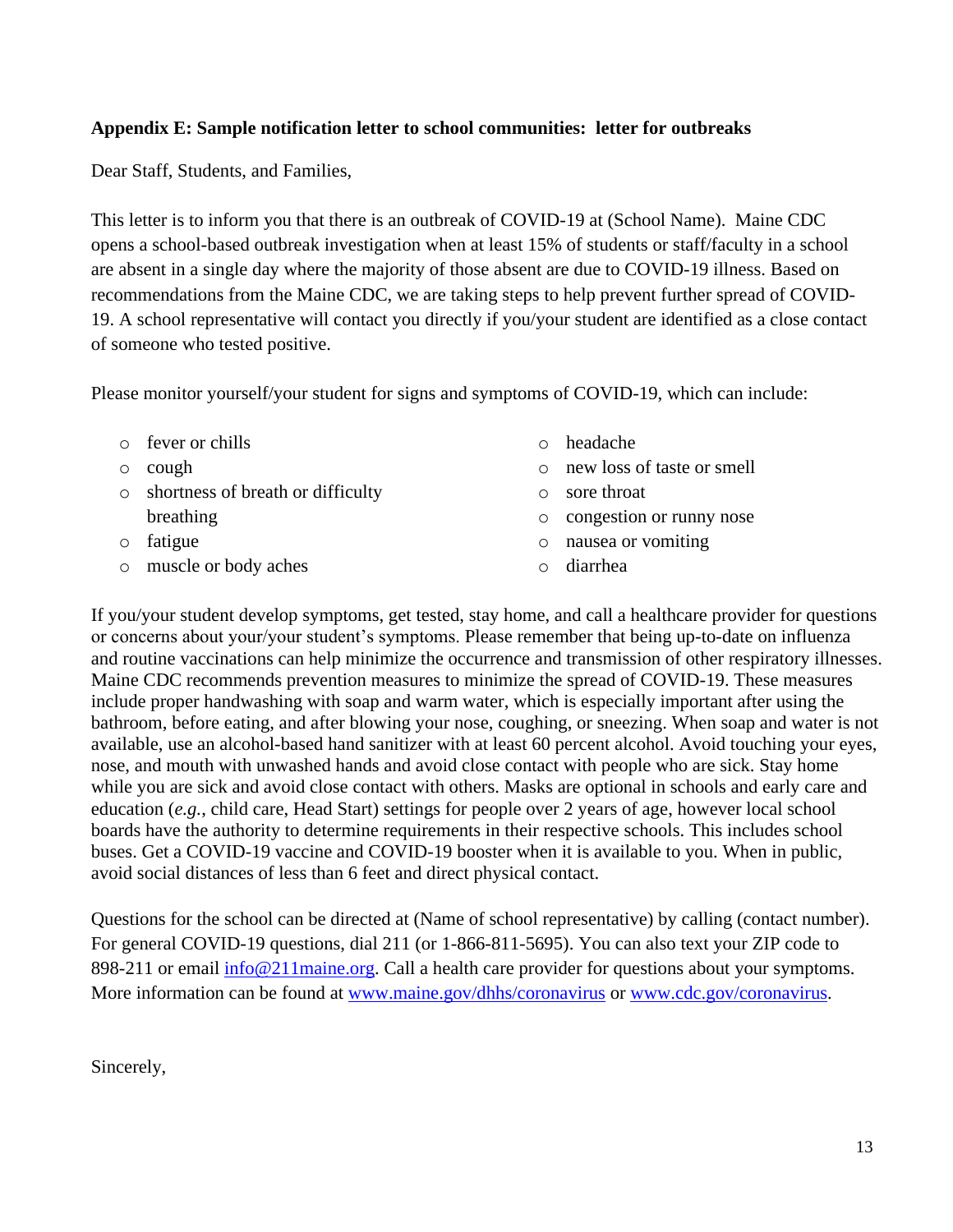**Appendix E: Sample notification letter to school communities: letter for outbreaks**

Dear Staff, Students, and Families,

This letter is to inform you that there is an outbreak of COVID-19 at (School Name). Maine CDC opens a school-based outbreak investigation when at least 15% of students or staff/faculty in a school are absent in a single day where the majority of those absent are due to COVID-19 illness. Based on recommendations from the Maine CDC, we are taking steps to help prevent further spread of COVID-19. A school representative will contact you directly if you/your student are identified as a close contact of someone who tested positive.

Please monitor yourself/your student for signs and symptoms of COVID-19, which can include:

- fever or chills
- cough
- shortness of breath or difficulty breathing
- fatigue
- muscle or body aches
- headache
- new loss of taste or smell
- sore throat
- congestion or runny nose
- nausea or vomiting
- diarrhea

If you/your student develop symptoms, get tested, stay home, and call a healthcare provider for questions or concerns about your/your student's symptoms. Please remember that being up-to-date on influenza and routine vaccinations can help minimize the occurrence and transmission of other respiratory illnesses. Maine CDC recommends prevention measures to minimize the spread of COVID-19. These measures include proper handwashing with soap and warm water, which is especially important after using the bathroom, before eating, and after blowing your nose, coughing, or sneezing. When soap and water is not available, use an alcohol-based hand sanitizer with at least 60 percent alcohol. Avoid touching your eyes, nose, and mouth with unwashed hands and avoid close contact with people who are sick. Stay home while you are sick and avoid close contact with others. Masks are optional in schools and early care and education (*e.g.*, child care, Head Start) settings for people over 2 years of age, however local school boards have the authority to determine requirements in their respective schools. This includes school buses. Get a COVID-19 vaccine and COVID-19 booster when it is available to you. When in public, avoid social distances of less than 6 feet and direct physical contact.

Questions for the school can be directed at (Name of school representative) by calling (contact number). For general COVID-19 questions, dial 211 (or 1-866-811-5695). You can also text your ZIP code to 898-211 or email [info@211maine.org](mailto:info@211maine.org). Call a health care provider for questions about your symptoms. More information can be found at [www.maine.gov/dhhs/coronavirus](http://www.maine.gov/dhhs/coronavirus) or [www.cdc.gov/coronavirus](http://www.cdc.gov/coronavirus).

Sincerely,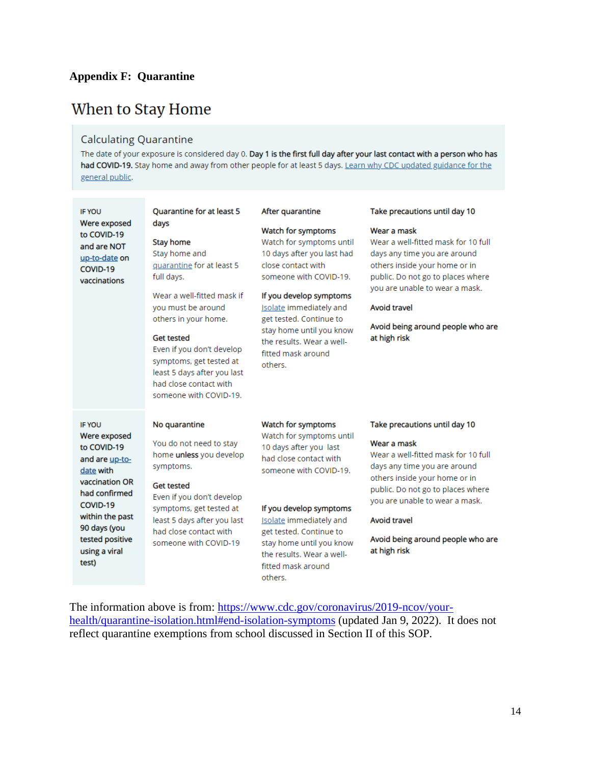**Appendix F: Quarantine**

# When to Stay Home

## Calculating Quarantine

The date of your exposure is considered day 0. **Day 1 is the first full day after your last contact with a person who has had COVID-19.** Stay home and away from other people for at least 5 days. Learn why CDC updated guidance for the general public.

| IF YOU | | | |
|---|---|---|---|
| **Were exposed to COVID-19 and are NOT up-to-date on COVID-19 vaccinations** | **Quarantine for at least 5 days**<br><br>**Stay home**<br>Stay home and quarantine for at least 5 full days.<br><br>Wear a well-fitted mask if you must be around others in your home.<br><br>**Get tested**<br>Even if you don't develop symptoms, get tested at least 5 days after you last had close contact with someone with COVID-19. | **After quarantine**<br><br>**Watch for symptoms**<br>Watch for symptoms until 10 days after you last had close contact with someone with COVID-19.<br><br>**If you develop symptoms**<br>Isolate immediately and get tested. Continue to stay home until you know the results. Wear a well-fitted mask around others. | **Take precautions until day 10**<br><br>**Wear a mask**<br>Wear a well-fitted mask for 10 full days any time you are around others inside your home or in public. Do not go to places where you are unable to wear a mask.<br><br>**Avoid travel**<br><br>**Avoid being around people who are at high risk** |
| **Were exposed to COVID-19 and are up-to-date with vaccination OR had confirmed COVID-19 within the past 90 days (you tested positive using a viral test)** | **No quarantine**<br><br>You do not need to stay home **unless** you develop symptoms.<br><br>**Get tested**<br>Even if you don't develop symptoms, get tested at least 5 days after you last had close contact with someone with COVID-19 | **Watch for symptoms**<br>Watch for symptoms until 10 days after you last had close contact with someone with COVID-19.<br><br>**If you develop symptoms**<br>Isolate immediately and get tested. Continue to stay home until you know the results. Wear a well-fitted mask around others. | **Take precautions until day 10**<br><br>**Wear a mask**<br>Wear a well-fitted mask for 10 full days any time you are around others inside your home or in public. Do not go to places where you are unable to wear a mask.<br><br>**Avoid travel**<br><br>**Avoid being around people who are at high risk** |

The information above is from: https://www.cdc.gov/coronavirus/2019-ncov/your-health/quarantine-isolation.html#end-isolation-symptoms (updated Jan 9, 2022). It does not reflect quarantine exemptions from school discussed in Section II of this SOP.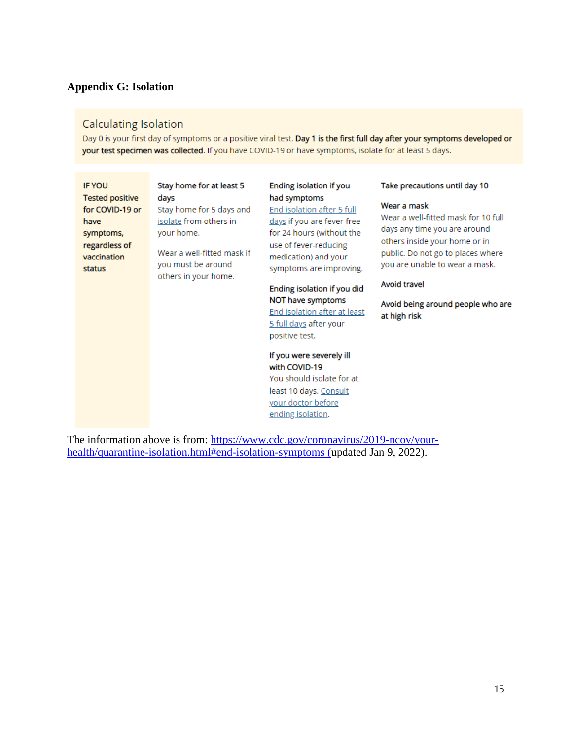## Appendix G: Isolation

### Calculating Isolation

Day 0 is your first day of symptoms or a positive viral test. **Day 1 is the first full day after your symptoms developed or your test specimen was collected.** If you have COVID-19 or have symptoms, isolate for at least 5 days.

| **IF YOU Tested positive for COVID-19 or have symptoms, regardless of vaccination status** | **Stay home for at least 5 days**<br>Stay home for 5 days and isolate from others in your home.<br><br>Wear a well-fitted mask if you must be around others in your home. | **Ending isolation if you had symptoms**<br>End isolation after 5 full days if you are fever-free for 24 hours (without the use of fever-reducing medication) and your symptoms are improving.<br><br>**Ending isolation if you did NOT have symptoms**<br>End isolation after at least 5 full days after your positive test.<br><br>**If you were severely ill with COVID-19**<br>You should isolate for at least 10 days. Consult your doctor before ending isolation. | **Take precautions until day 10**<br><br>**Wear a mask**<br>Wear a well-fitted mask for 10 full days any time you are around others inside your home or in public. Do not go to places where you are unable to wear a mask.<br><br>**Avoid travel**<br><br>**Avoid being around people who are at high risk** |
|---|---|---|---|

The information above is from: https://www.cdc.gov/coronavirus/2019-ncov/your-health/quarantine-isolation.html#end-isolation-symptoms (updated Jan 9, 2022).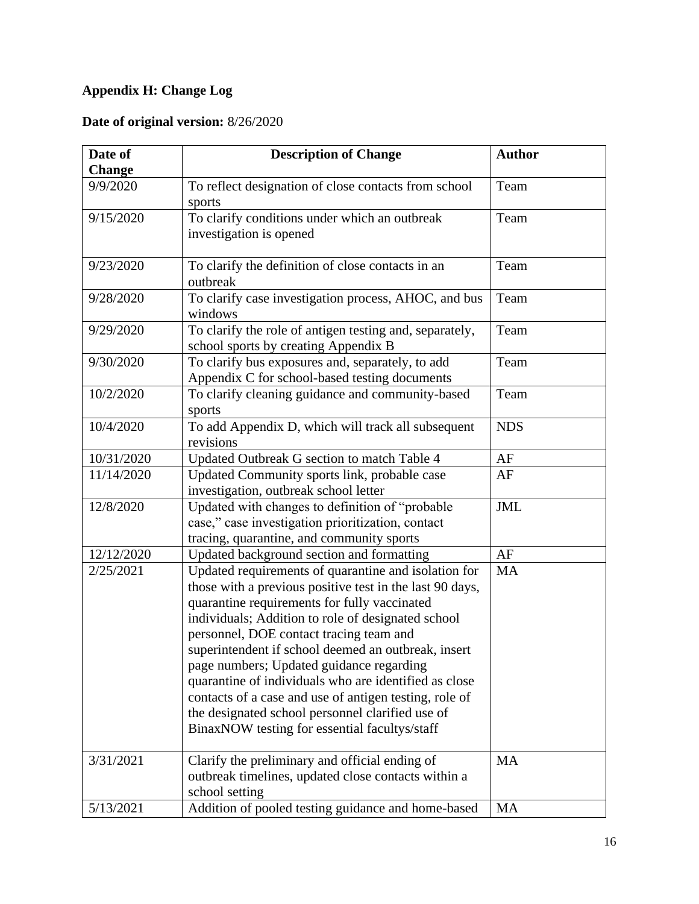**Appendix H: Change Log**

**Date of original version:** 8/26/2020

| Date of Change | Description of Change | Author |
|---|---|---|
| 9/9/2020 | To reflect designation of close contacts from school sports | Team |
| 9/15/2020 | To clarify conditions under which an outbreak investigation is opened | Team |
| 9/23/2020 | To clarify the definition of close contacts in an outbreak | Team |
| 9/28/2020 | To clarify case investigation process, AHOC, and bus windows | Team |
| 9/29/2020 | To clarify the role of antigen testing and, separately, school sports by creating Appendix B | Team |
| 9/30/2020 | To clarify bus exposures and, separately, to add Appendix C for school-based testing documents | Team |
| 10/2/2020 | To clarify cleaning guidance and community-based sports | Team |
| 10/4/2020 | To add Appendix D, which will track all subsequent revisions | NDS |
| 10/31/2020 | Updated Outbreak G section to match Table 4 | AF |
| 11/14/2020 | Updated Community sports link, probable case investigation, outbreak school letter | AF |
| 12/8/2020 | Updated with changes to definition of "probable case," case investigation prioritization, contact tracing, quarantine, and community sports | JML |
| 12/12/2020 | Updated background section and formatting | AF |
| 2/25/2021 | Updated requirements of quarantine and isolation for those with a previous positive test in the last 90 days, quarantine requirements for fully vaccinated individuals; Addition to role of designated school personnel, DOE contact tracing team and superintendent if school deemed an outbreak, insert page numbers; Updated guidance regarding quarantine of individuals who are identified as close contacts of a case and use of antigen testing, role of the designated school personnel clarified use of BinaxNOW testing for essential facultys/staff | MA |
| 3/31/2021 | Clarify the preliminary and official ending of outbreak timelines, updated close contacts within a school setting | MA |
| 5/13/2021 | Addition of pooled testing guidance and home-based | MA |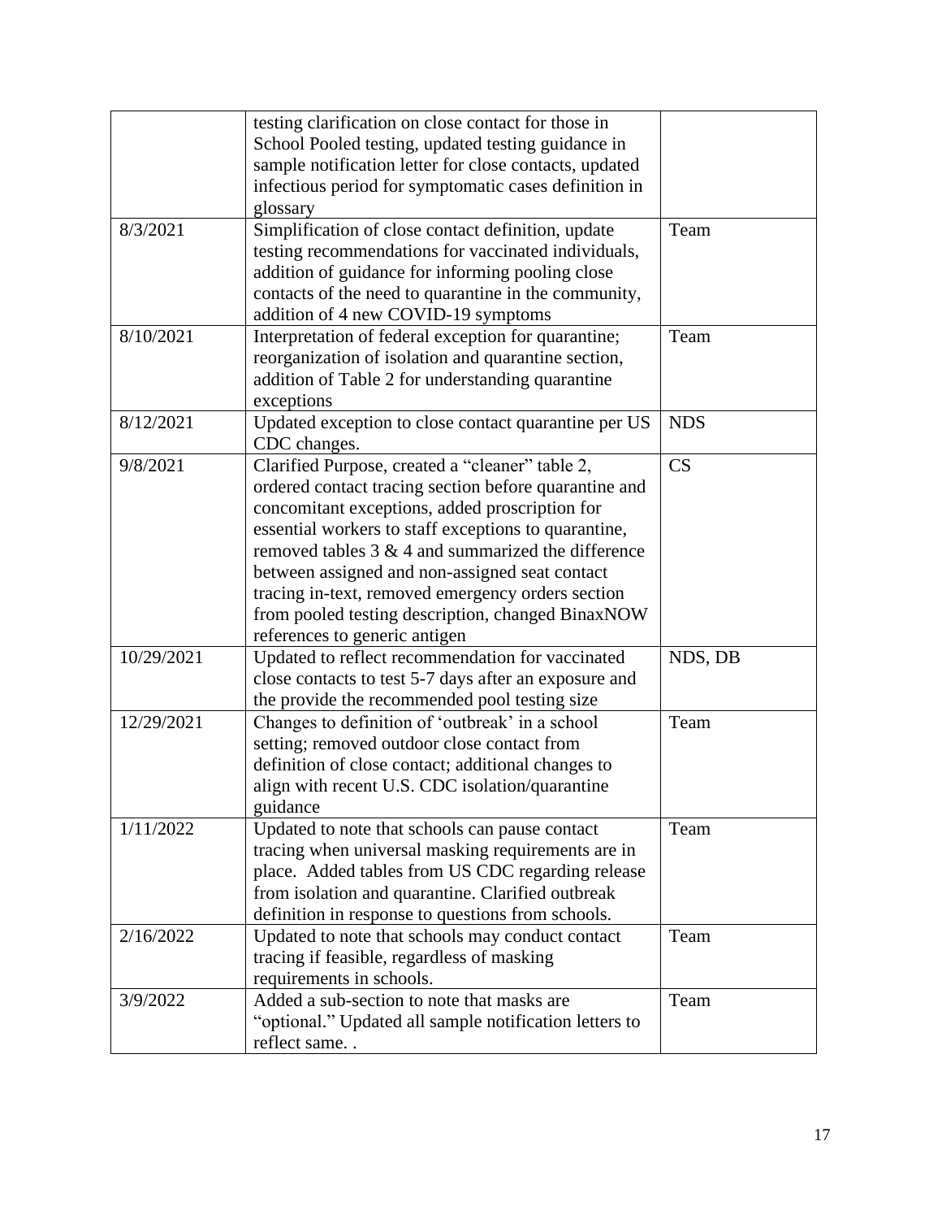| | | |
|---|---|---|
| | testing clarification on close contact for those in School Pooled testing, updated testing guidance in sample notification letter for close contacts, updated infectious period for symptomatic cases definition in glossary | |
| 8/3/2021 | Simplification of close contact definition, update testing recommendations for vaccinated individuals, addition of guidance for informing pooling close contacts of the need to quarantine in the community, addition of 4 new COVID-19 symptoms | Team |
| 8/10/2021 | Interpretation of federal exception for quarantine; reorganization of isolation and quarantine section, addition of Table 2 for understanding quarantine exceptions | Team |
| 8/12/2021 | Updated exception to close contact quarantine per US CDC changes. | NDS |
| 9/8/2021 | Clarified Purpose, created a "cleaner" table 2, ordered contact tracing section before quarantine and concomitant exceptions, added proscription for essential workers to staff exceptions to quarantine, removed tables 3 & 4 and summarized the difference between assigned and non-assigned seat contact tracing in-text, removed emergency orders section from pooled testing description, changed BinaxNOW references to generic antigen | CS |
| 10/29/2021 | Updated to reflect recommendation for vaccinated close contacts to test 5-7 days after an exposure and the provide the recommended pool testing size | NDS, DB |
| 12/29/2021 | Changes to definition of 'outbreak' in a school setting; removed outdoor close contact from definition of close contact; additional changes to align with recent U.S. CDC isolation/quarantine guidance | Team |
| 1/11/2022 | Updated to note that schools can pause contact tracing when universal masking requirements are in place. Added tables from US CDC regarding release from isolation and quarantine. Clarified outbreak definition in response to questions from schools. | Team |
| 2/16/2022 | Updated to note that schools may conduct contact tracing if feasible, regardless of masking requirements in schools. | Team |
| 3/9/2022 | Added a sub-section to note that masks are "optional." Updated all sample notification letters to reflect same. . | Team |